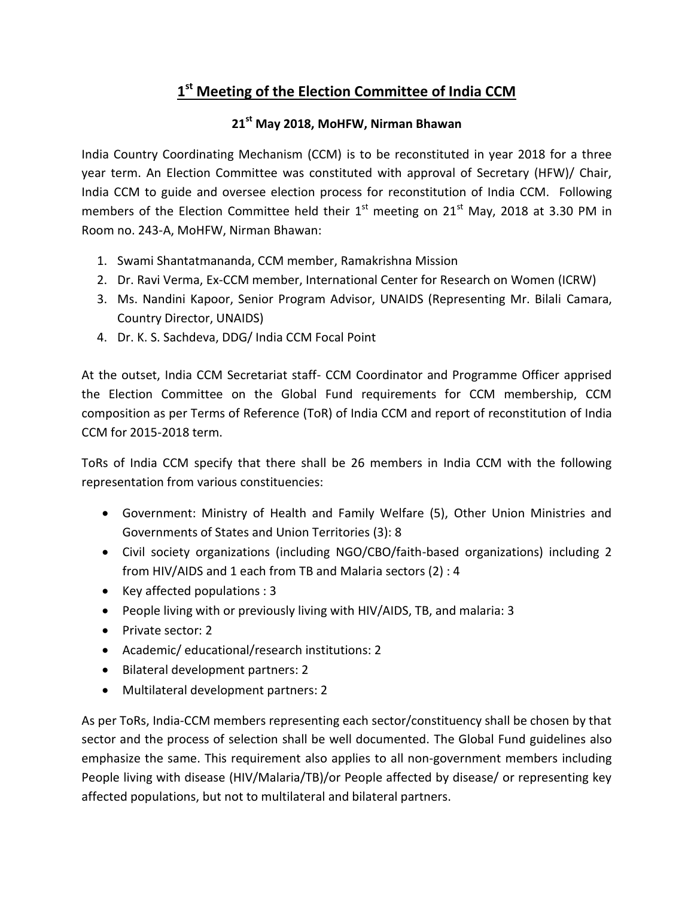# 1st Meeting of the Election Committee of India CCM

**21st May 2018, MoHFW, Nirman Bhawan**

India Country Coordinating Mechanism (CCM) is to be reconstituted in year 2018 for a three year term. An Election Committee was constituted with approval of Secretary (HFW)/ Chair, India CCM to guide and oversee election process for reconstitution of India CCM. Following members of the Election Committee held their 1st meeting on 21st May, 2018 at 3.30 PM in Room no. 243-A, MoHFW, Nirman Bhawan:

1. Swami Shantatmananda, CCM member, Ramakrishna Mission
2. Dr. Ravi Verma, Ex-CCM member, International Center for Research on Women (ICRW)
3. Ms. Nandini Kapoor, Senior Program Advisor, UNAIDS (Representing Mr. Bilali Camara, Country Director, UNAIDS)
4. Dr. K. S. Sachdeva, DDG/ India CCM Focal Point

At the outset, India CCM Secretariat staff- CCM Coordinator and Programme Officer apprised the Election Committee on the Global Fund requirements for CCM membership, CCM composition as per Terms of Reference (ToR) of India CCM and report of reconstitution of India CCM for 2015-2018 term.

ToRs of India CCM specify that there shall be 26 members in India CCM with the following representation from various constituencies:

- Government: Ministry of Health and Family Welfare (5), Other Union Ministries and Governments of States and Union Territories (3): 8
- Civil society organizations (including NGO/CBO/faith-based organizations) including 2 from HIV/AIDS and 1 each from TB and Malaria sectors (2) : 4
- Key affected populations : 3
- People living with or previously living with HIV/AIDS, TB, and malaria: 3
- Private sector: 2
- Academic/ educational/research institutions: 2
- Bilateral development partners: 2
- Multilateral development partners: 2

As per ToRs, India-CCM members representing each sector/constituency shall be chosen by that sector and the process of selection shall be well documented. The Global Fund guidelines also emphasize the same. This requirement also applies to all non-government members including People living with disease (HIV/Malaria/TB)/or People affected by disease/ or representing key affected populations, but not to multilateral and bilateral partners.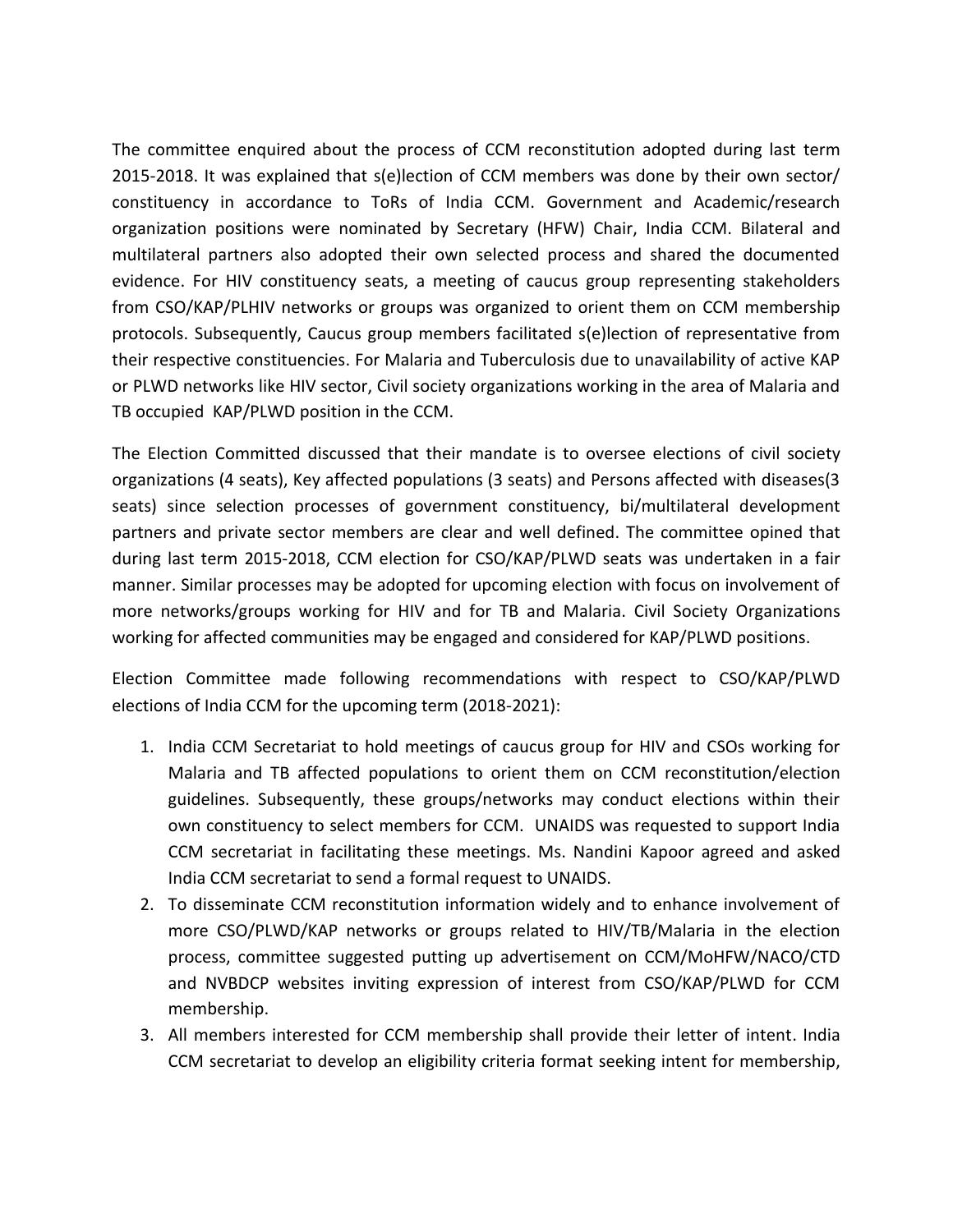The committee enquired about the process of CCM reconstitution adopted during last term 2015-2018. It was explained that s(e)lection of CCM members was done by their own sector/ constituency in accordance to ToRs of India CCM. Government and Academic/research organization positions were nominated by Secretary (HFW) Chair, India CCM. Bilateral and multilateral partners also adopted their own selected process and shared the documented evidence. For HIV constituency seats, a meeting of caucus group representing stakeholders from CSO/KAP/PLHIV networks or groups was organized to orient them on CCM membership protocols. Subsequently, Caucus group members facilitated s(e)lection of representative from their respective constituencies. For Malaria and Tuberculosis due to unavailability of active KAP or PLWD networks like HIV sector, Civil society organizations working in the area of Malaria and TB occupied KAP/PLWD position in the CCM.

The Election Committed discussed that their mandate is to oversee elections of civil society organizations (4 seats), Key affected populations (3 seats) and Persons affected with diseases(3 seats) since selection processes of government constituency, bi/multilateral development partners and private sector members are clear and well defined. The committee opined that during last term 2015-2018, CCM election for CSO/KAP/PLWD seats was undertaken in a fair manner. Similar processes may be adopted for upcoming election with focus on involvement of more networks/groups working for HIV and for TB and Malaria. Civil Society Organizations working for affected communities may be engaged and considered for KAP/PLWD positions.

Election Committee made following recommendations with respect to CSO/KAP/PLWD elections of India CCM for the upcoming term (2018-2021):

1. India CCM Secretariat to hold meetings of caucus group for HIV and CSOs working for Malaria and TB affected populations to orient them on CCM reconstitution/election guidelines. Subsequently, these groups/networks may conduct elections within their own constituency to select members for CCM. UNAIDS was requested to support India CCM secretariat in facilitating these meetings. Ms. Nandini Kapoor agreed and asked India CCM secretariat to send a formal request to UNAIDS.
2. To disseminate CCM reconstitution information widely and to enhance involvement of more CSO/PLWD/KAP networks or groups related to HIV/TB/Malaria in the election process, committee suggested putting up advertisement on CCM/MoHFW/NACO/CTD and NVBDCP websites inviting expression of interest from CSO/KAP/PLWD for CCM membership.
3. All members interested for CCM membership shall provide their letter of intent. India CCM secretariat to develop an eligibility criteria format seeking intent for membership,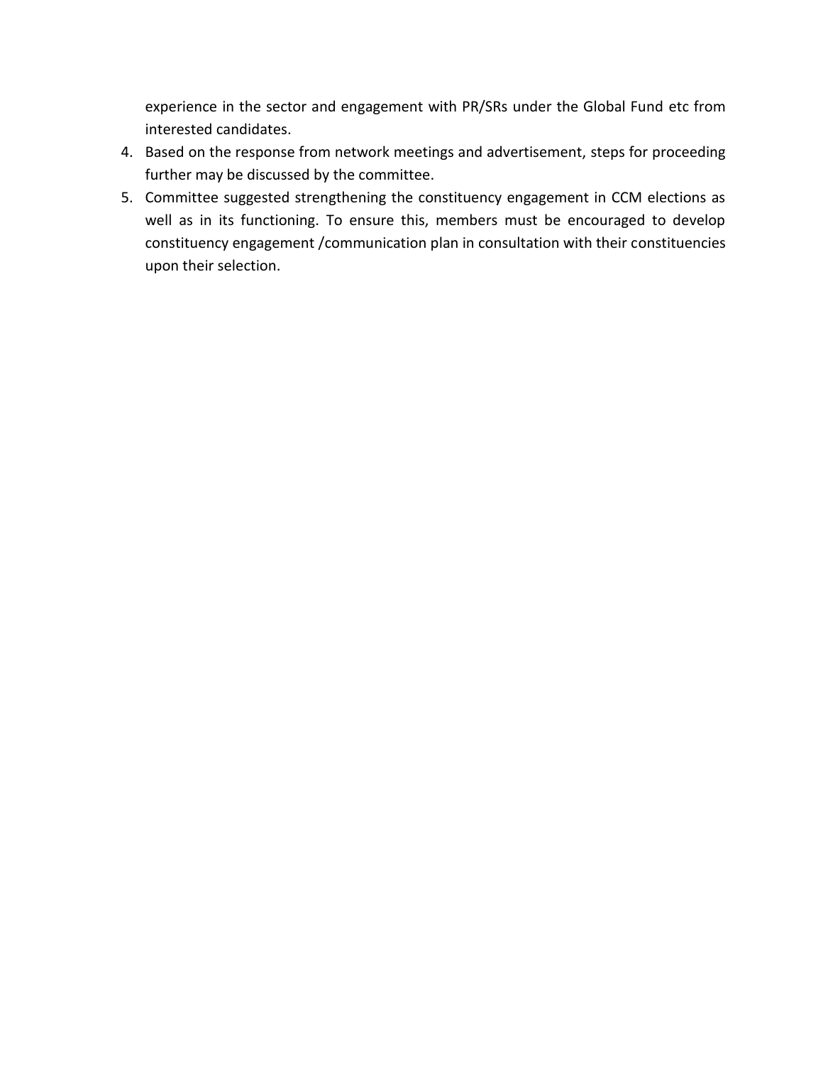experience in the sector and engagement with PR/SRs under the Global Fund etc from interested candidates.

4. Based on the response from network meetings and advertisement, steps for proceeding further may be discussed by the committee.
5. Committee suggested strengthening the constituency engagement in CCM elections as well as in its functioning. To ensure this, members must be encouraged to develop constituency engagement /communication plan in consultation with their constituencies upon their selection.